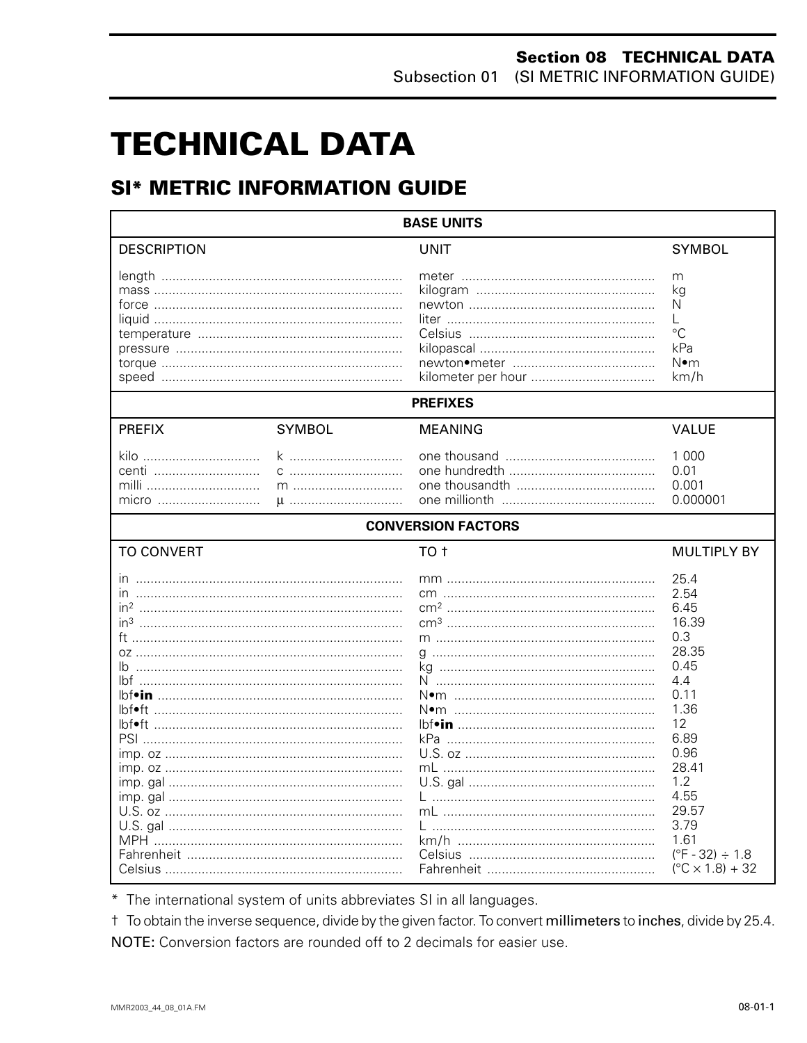# TECHNICAL DATA

## SI* METRIC INFORMATION GUIDE

| BASE UNITS | | | |
|---|---|---|---|
| DESCRIPTION | | UNIT | SYMBOL |
| length | | meter | m |
| mass | | kilogram | kg |
| force | | newton | N |
| liquid | | liter | L |
| temperature | | Celsius | °C |
| pressure | | kilopascal | kPa |
| torque | | newton•meter | N•m |
| speed | | kilometer per hour | km/h |
| **PREFIXES** | | | |
| PREFIX | SYMBOL | MEANING | VALUE |
| kilo | k | one thousand | 1 000 |
| centi | c | one hundredth | 0.01 |
| milli | m | one thousandth | 0.001 |
| micro | µ | one millionth | 0.000001 |
| **CONVERSION FACTORS** | | | |
| TO CONVERT | | TO † | MULTIPLY BY |
| in | | mm | 25.4 |
| in | | cm | 2.54 |
| $in^2$ | | $cm^2$ | 6.45 |
| $in^3$ | | $cm^3$ | 16.39 |
| ft | | m | 0.3 |
| oz | | g | 28.35 |
| lb | | kg | 0.45 |
| lbf | | N | 4.4 |
| lbf•**in** | | N•m | 0.11 |
| lbf•ft | | N•m | 1.36 |
| lbf•ft | | lbf•**in** | 12 |
| PSI | | kPa | 6.89 |
| imp. oz | | U.S. oz | 0.96 |
| imp. oz | | mL | 28.41 |
| imp. gal | | U.S. gal | 1.2 |
| imp. gal | | L | 4.55 |
| U.S. oz | | mL | 29.57 |
| U.S. gal | | L | 3.79 |
| MPH | | km/h | 1.61 |
| Fahrenheit | | Celsius | (°F - 32) ÷ 1.8 |
| Celsius | | Fahrenheit | (°C × 1.8) + 32 |

\* The international system of units abbreviates SI in all languages.

† To obtain the inverse sequence, divide by the given factor. To convert millimeters to inches, divide by 25.4.

NOTE: Conversion factors are rounded off to 2 decimals for easier use.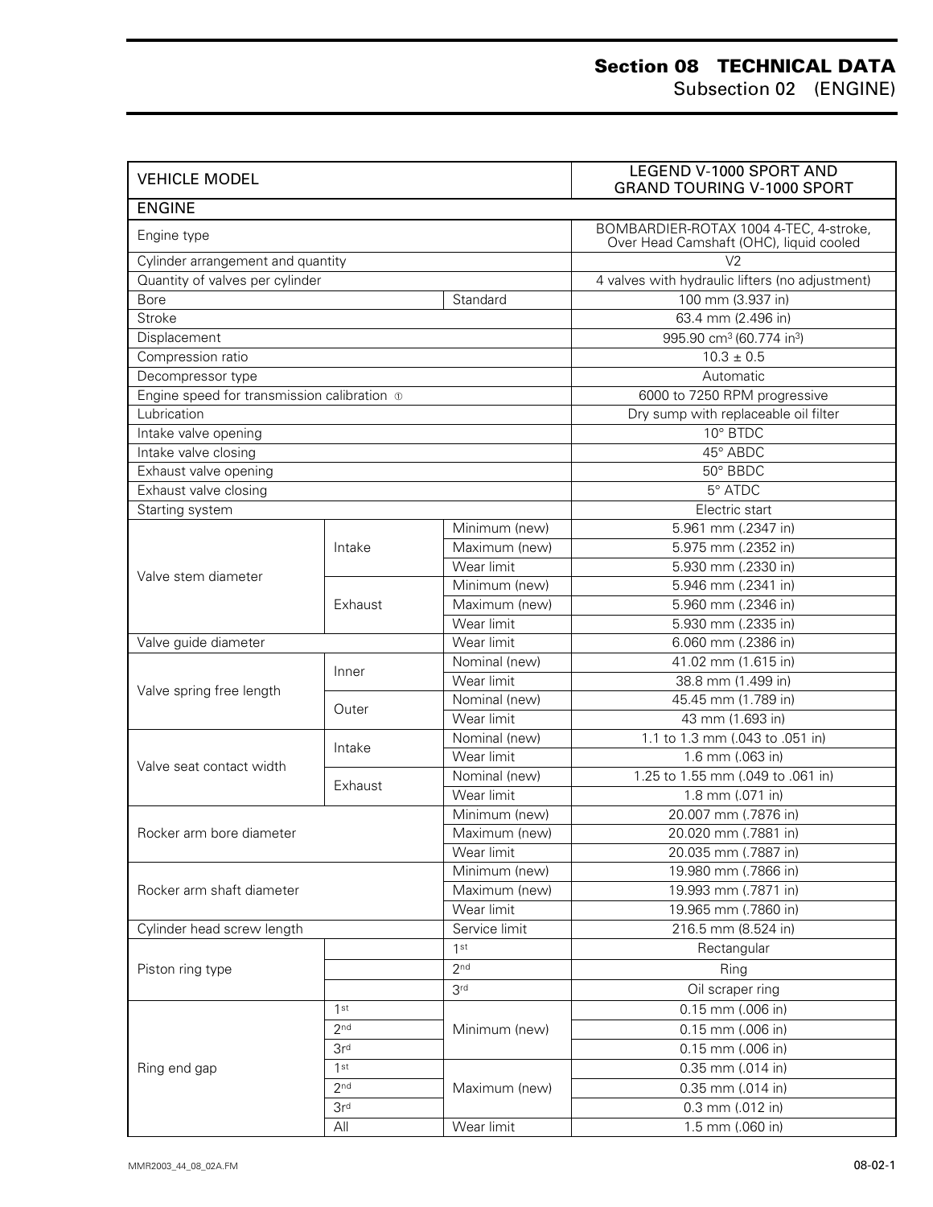# Section 08 TECHNICAL DATA

## Subsection 02 (ENGINE)

| VEHICLE MODEL | | | LEGEND V-1000 SPORT AND GRAND TOURING V-1000 SPORT |
|---|---|---|---|
| ENGINE | | | |
| Engine type | | | BOMBARDIER-ROTAX 1004 4-TEC, 4-stroke, Over Head Camshaft (OHC), liquid cooled |
| Cylinder arrangement and quantity | | | V2 |
| Quantity of valves per cylinder | | | 4 valves with hydraulic lifters (no adjustment) |
| Bore | | Standard | 100 mm (3.937 in) |
| Stroke | | | 63.4 mm (2.496 in) |
| Displacement | | | 995.90 $cm^3$ (60.774 $in^3$) |
| Compression ratio | | | 10.3 ± 0.5 |
| Decompressor type | | | Automatic |
| Engine speed for transmission calibration ① | | | 6000 to 7250 RPM progressive |
| Lubrication | | | Dry sump with replaceable oil filter |
| Intake valve opening | | | 10° BTDC |
| Intake valve closing | | | 45° ABDC |
| Exhaust valve opening | | | 50° BBDC |
| Exhaust valve closing | | | 5° ATDC |
| Starting system | | | Electric start |
| Valve stem diameter | Intake | Minimum (new) | 5.961 mm (.2347 in) |
| | | Maximum (new) | 5.975 mm (.2352 in) |
| | | Wear limit | 5.930 mm (.2330 in) |
| | Exhaust | Minimum (new) | 5.946 mm (.2341 in) |
| | | Maximum (new) | 5.960 mm (.2346 in) |
| | | Wear limit | 5.930 mm (.2335 in) |
| Valve guide diameter | | Wear limit | 6.060 mm (.2386 in) |
| Valve spring free length | Inner | Nominal (new) | 41.02 mm (1.615 in) |
| | | Wear limit | 38.8 mm (1.499 in) |
| | Outer | Nominal (new) | 45.45 mm (1.789 in) |
| | | Wear limit | 43 mm (1.693 in) |
| Valve seat contact width | Intake | Nominal (new) | 1.1 to 1.3 mm (.043 to .051 in) |
| | | Wear limit | 1.6 mm (.063 in) |
| | Exhaust | Nominal (new) | 1.25 to 1.55 mm (.049 to .061 in) |
| | | Wear limit | 1.8 mm (.071 in) |
| Rocker arm bore diameter | | Minimum (new) | 20.007 mm (.7876 in) |
| | | Maximum (new) | 20.020 mm (.7881 in) |
| | | Wear limit | 20.035 mm (.7887 in) |
| Rocker arm shaft diameter | | Minimum (new) | 19.980 mm (.7866 in) |
| | | Maximum (new) | 19.993 mm (.7871 in) |
| | | Wear limit | 19.965 mm (.7860 in) |
| Cylinder head screw length | | Service limit | 216.5 mm (8.524 in) |
| Piston ring type | | 1st | Rectangular |
| | | 2nd | Ring |
| | | 3rd | Oil scraper ring |
| Ring end gap | 1st | Minimum (new) | 0.15 mm (.006 in) |
| | 2nd | | 0.15 mm (.006 in) |
| | 3rd | | 0.15 mm (.006 in) |
| | 1st | Maximum (new) | 0.35 mm (.014 in) |
| | 2nd | | 0.35 mm (.014 in) |
| | 3rd | | 0.3 mm (.012 in) |
| | All | Wear limit | 1.5 mm (.060 in) |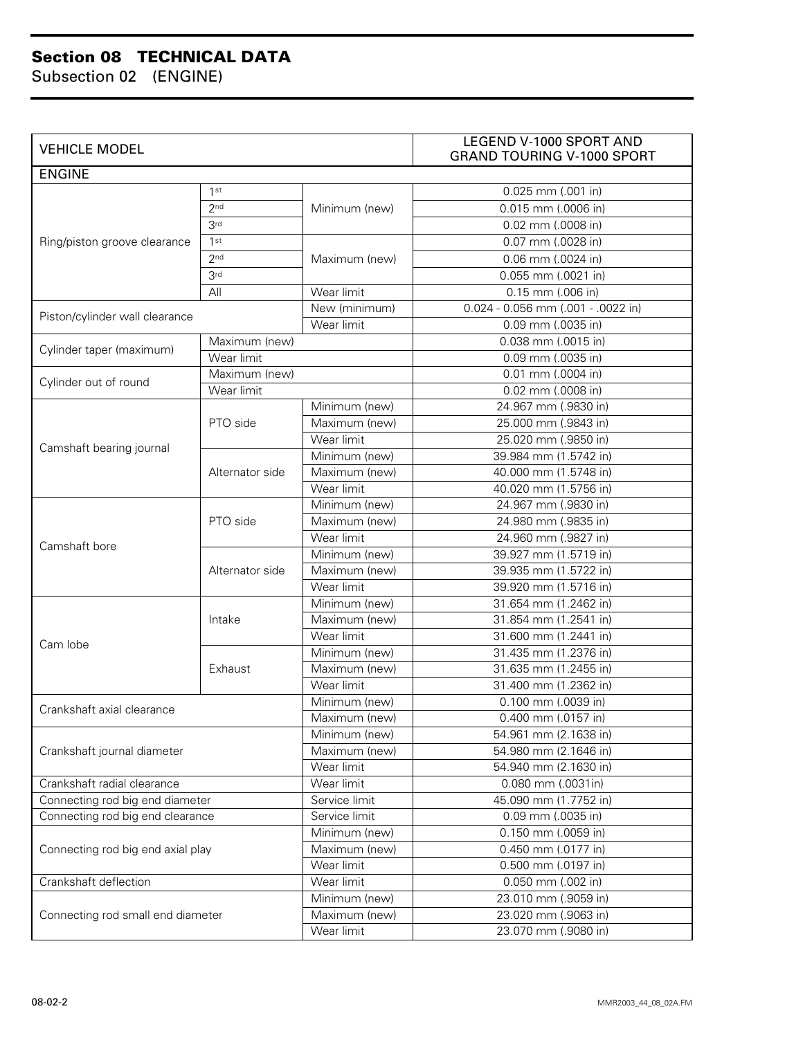# Section 08 TECHNICAL DATA

Subsection 02 (ENGINE)

| VEHICLE MODEL | | | LEGEND V-1000 SPORT AND GRAND TOURING V-1000 SPORT |
|---|---|---|---|
| ENGINE | | | |
| Ring/piston groove clearance | 1st | Minimum (new) | 0.025 mm (.001 in) |
| | 2nd | | 0.015 mm (.0006 in) |
| | 3rd | | 0.02 mm (.0008 in) |
| | 1st | Maximum (new) | 0.07 mm (.0028 in) |
| | 2nd | | 0.06 mm (.0024 in) |
| | 3rd | | 0.055 mm (.0021 in) |
| | All | Wear limit | 0.15 mm (.006 in) |
| Piston/cylinder wall clearance | | New (minimum) | 0.024 - 0.056 mm (.001 - .0022 in) |
| | | Wear limit | 0.09 mm (.0035 in) |
| Cylinder taper (maximum) | Maximum (new) | | 0.038 mm (.0015 in) |
| | Wear limit | | 0.09 mm (.0035 in) |
| Cylinder out of round | Maximum (new) | | 0.01 mm (.0004 in) |
| | Wear limit | | 0.02 mm (.0008 in) |
| Camshaft bearing journal | PTO side | Minimum (new) | 24.967 mm (.9830 in) |
| | | Maximum (new) | 25.000 mm (.9843 in) |
| | | Wear limit | 25.020 mm (.9850 in) |
| | Alternator side | Minimum (new) | 39.984 mm (1.5742 in) |
| | | Maximum (new) | 40.000 mm (1.5748 in) |
| | | Wear limit | 40.020 mm (1.5756 in) |
| Camshaft bore | PTO side | Minimum (new) | 24.967 mm (.9830 in) |
| | | Maximum (new) | 24.980 mm (.9835 in) |
| | | Wear limit | 24.960 mm (.9827 in) |
| | Alternator side | Minimum (new) | 39.927 mm (1.5719 in) |
| | | Maximum (new) | 39.935 mm (1.5722 in) |
| | | Wear limit | 39.920 mm (1.5716 in) |
| Cam lobe | Intake | Minimum (new) | 31.654 mm (1.2462 in) |
| | | Maximum (new) | 31.854 mm (1.2541 in) |
| | | Wear limit | 31.600 mm (1.2441 in) |
| | Exhaust | Minimum (new) | 31.435 mm (1.2376 in) |
| | | Maximum (new) | 31.635 mm (1.2455 in) |
| | | Wear limit | 31.400 mm (1.2362 in) |
| Crankshaft axial clearance | | Minimum (new) | 0.100 mm (.0039 in) |
| | | Maximum (new) | 0.400 mm (.0157 in) |
| Crankshaft journal diameter | | Minimum (new) | 54.961 mm (2.1638 in) |
| | | Maximum (new) | 54.980 mm (2.1646 in) |
| | | Wear limit | 54.940 mm (2.1630 in) |
| Crankshaft radial clearance | | Wear limit | 0.080 mm (.0031in) |
| Connecting rod big end diameter | | Service limit | 45.090 mm (1.7752 in) |
| Connecting rod big end clearance | | Service limit | 0.09 mm (.0035 in) |
| Connecting rod big end axial play | | Minimum (new) | 0.150 mm (.0059 in) |
| | | Maximum (new) | 0.450 mm (.0177 in) |
| | | Wear limit | 0.500 mm (.0197 in) |
| Crankshaft deflection | | Wear limit | 0.050 mm (.002 in) |
| Connecting rod small end diameter | | Minimum (new) | 23.010 mm (.9059 in) |
| | | Maximum (new) | 23.020 mm (.9063 in) |
| | | Wear limit | 23.070 mm (.9080 in) |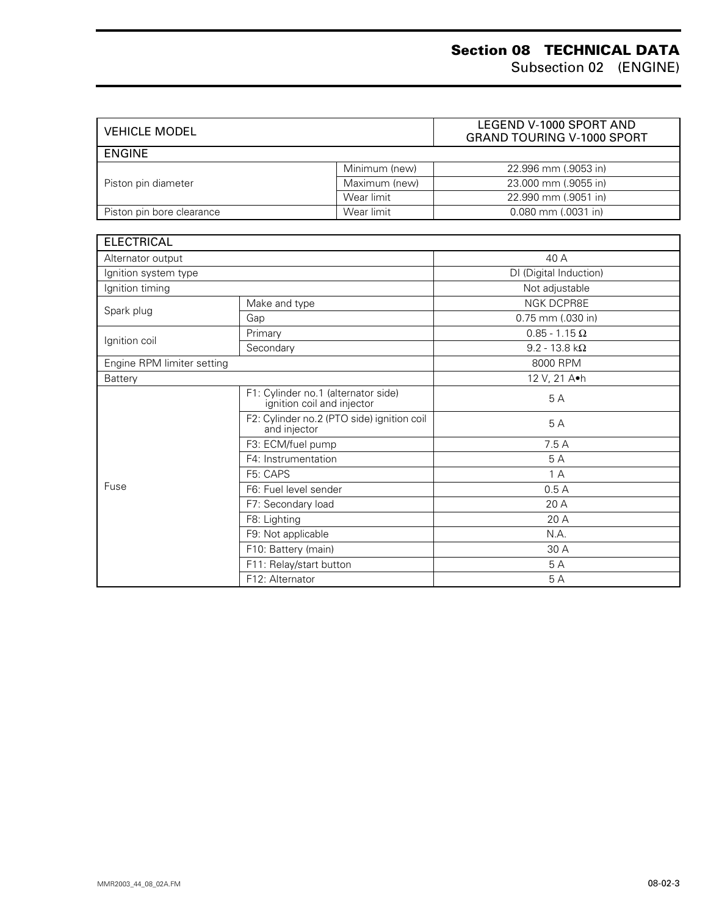| VEHICLE MODEL | | | LEGEND V-1000 SPORT AND GRAND TOURING V-1000 SPORT |
|---|---|---|---|
| ENGINE | | | |
| Piston pin diameter | | Minimum (new) | 22.996 mm (.9053 in) |
| | | Maximum (new) | 23.000 mm (.9055 in) |
| | | Wear limit | 22.990 mm (.9051 in) |
| Piston pin bore clearance | | Wear limit | 0.080 mm (.0031 in) |

| ELECTRICAL | | |
|---|---|---|
| Alternator output | | 40 A |
| Ignition system type | | DI (Digital Induction) |
| Ignition timing | | Not adjustable |
| Spark plug | Make and type | NGK DCPR8E |
| | Gap | 0.75 mm (.030 in) |
| Ignition coil | Primary | 0.85 - 1.15 Ω |
| | Secondary | 9.2 - 13.8 kΩ |
| Engine RPM limiter setting | | 8000 RPM |
| Battery | | 12 V, 21 A•h |
| Fuse | F1: Cylinder no.1 (alternator side) ignition coil and injector | 5 A |
| | F2: Cylinder no.2 (PTO side) ignition coil and injector | 5 A |
| | F3: ECM/fuel pump | 7.5 A |
| | F4: Instrumentation | 5 A |
| | F5: CAPS | 1 A |
| | F6: Fuel level sender | 0.5 A |
| | F7: Secondary load | 20 A |
| | F8: Lighting | 20 A |
| | F9: Not applicable | N.A. |
| | F10: Battery (main) | 30 A |
| | F11: Relay/start button | 5 A |
| | F12: Alternator | 5 A |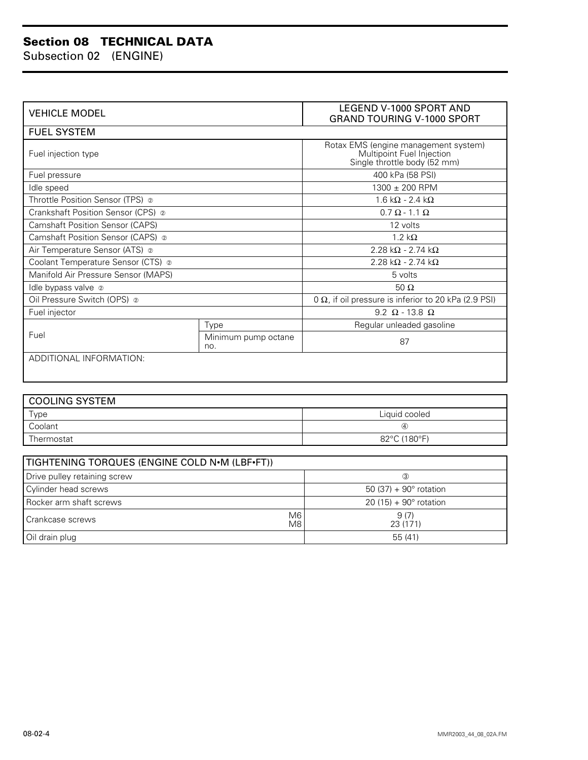# Section 08 TECHNICAL DATA
## Subsection 02 (ENGINE)

| VEHICLE MODEL | | LEGEND V-1000 SPORT AND GRAND TOURING V-1000 SPORT |
|---|---|---|
| **FUEL SYSTEM** | | |
| Fuel injection type | | Rotax EMS (engine management system) Multipoint Fuel Injection Single throttle body (52 mm) |
| Fuel pressure | | 400 kPa (58 PSI) |
| Idle speed | | 1300 ± 200 RPM |
| Throttle Position Sensor (TPS) ② | | 1.6 kΩ - 2.4 kΩ |
| Crankshaft Position Sensor (CPS) ② | | 0.7 Ω - 1.1 Ω |
| Camshaft Position Sensor (CAPS) | | 12 volts |
| Camshaft Position Sensor (CAPS) ② | | 1.2 kΩ |
| Air Temperature Sensor (ATS) ② | | 2.28 kΩ - 2.74 kΩ |
| Coolant Temperature Sensor (CTS) ② | | 2.28 kΩ - 2.74 kΩ |
| Manifold Air Pressure Sensor (MAPS) | | 5 volts |
| Idle bypass valve ② | | 50 Ω |
| Oil Pressure Switch (OPS) ② | | 0 Ω, if oil pressure is inferior to 20 kPa (2.9 PSI) |
| Fuel injector | | 9.2 Ω - 13.8 Ω |
| Fuel | Type | Regular unleaded gasoline |
| | Minimum pump octane no. | 87 |
| ADDITIONAL INFORMATION: | | |

| COOLING SYSTEM | |
|---|---|
| Type | Liquid cooled |
| Coolant | ④ |
| Thermostat | 82°C (180°F) |

| TIGHTENING TORQUES (ENGINE COLD N•M (LBF•FT)) | | |
|---|---|---|
| Drive pulley retaining screw | | ③ |
| Cylinder head screws | | 50 (37) + 90° rotation |
| Rocker arm shaft screws | | 20 (15) + 90° rotation |
| Crankcase screws | M6 | 9 (7) |
| | M8 | 23 (171) |
| Oil drain plug | | 55 (41) |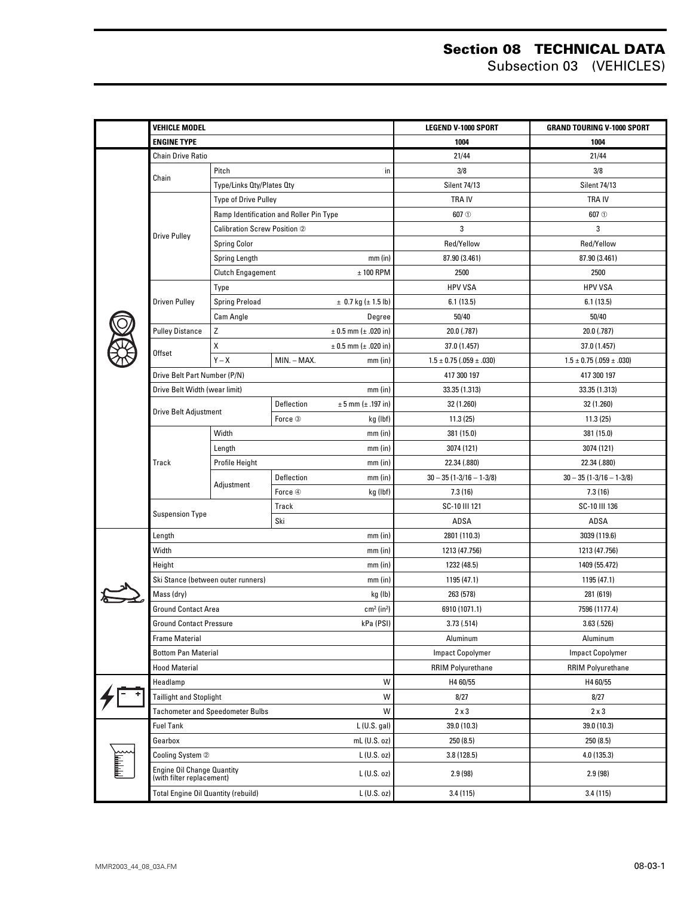# Section 08 TECHNICAL DATA

## Subsection 03 (VEHICLES)

| | VEHICLE MODEL | | | | LEGEND V-1000 SPORT | GRAND TOURING V-1000 SPORT |
|---|---|---|---|---|---|---|
| | ENGINE TYPE | | | | 1004 | 1004 |
| | Chain Drive Ratio | | | | 21/44 | 21/44 |
| | Chain | Pitch | | in | 3/8 | 3/8 |
| | | Type/Links Qty/Plates Qty | | | Silent 74/13 | Silent 74/13 |
| | Drive Pulley | Type of Drive Pulley | | | TRA IV | TRA IV |
| | | Ramp Identification and Roller Pin Type | | | 607 ① | 607 ① |
| | | Calibration Screw Position ② | | | 3 | 3 |
| | | Spring Color | | | Red/Yellow | Red/Yellow |
| | | Spring Length | | mm (in) | 87.90 (3.461) | 87.90 (3.461) |
| | | Clutch Engagement | | ± 100 RPM | 2500 | 2500 |
| | Driven Pulley | Type | | | HPV VSA | HPV VSA |
| | | Spring Preload | | ± 0.7 kg (± 1.5 lb) | 6.1 (13.5) | 6.1 (13.5) |
| | | Cam Angle | | Degree | 50/40 | 50/40 |
| | Pulley Distance | Z | | ± 0.5 mm (± .020 in) | 20.0 (.787) | 20.0 (.787) |
| | Offset | X | | ± 0.5 mm (± .020 in) | 37.0 (1.457) | 37.0 (1.457) |
| | | Y – X | MIN. – MAX. | mm (in) | 1.5 ± 0.75 (.059 ± .030) | 1.5 ± 0.75 (.059 ± .030) |
| | Drive Belt Part Number (P/N) | | | | 417 300 197 | 417 300 197 |
| | Drive Belt Width (wear limit) | | | mm (in) | 33.35 (1.313) | 33.35 (1.313) |
| | Drive Belt Adjustment | | Deflection | ± 5 mm (± .197 in) | 32 (1.260) | 32 (1.260) |
| | | | Force ③ | kg (lbf) | 11.3 (25) | 11.3 (25) |
| | Track | Width | | mm (in) | 381 (15.0) | 381 (15.0) |
| | | Length | | mm (in) | 3074 (121) | 3074 (121) |
| | | Profile Height | | mm (in) | 22.34 (.880) | 22.34 (.880) |
| | | Adjustment | Deflection | mm (in) | 30 – 35 (1-3/16 – 1-3/8) | 30 – 35 (1-3/16 – 1-3/8) |
| | | | Force ④ | kg (lbf) | 7.3 (16) | 7.3 (16) |
| | Suspension Type | | Track | | SC-10 III 121 | SC-10 III 136 |
| | | | Ski | | ADSA | ADSA |
| | Length | | | mm (in) | 2801 (110.3) | 3039 (119.6) |
| | Width | | | mm (in) | 1213 (47.756) | 1213 (47.756) |
| | Height | | | mm (in) | 1232 (48.5) | 1409 (55.472) |
| | Ski Stance (between outer runners) | | | mm (in) | 1195 (47.1) | 1195 (47.1) |
| | Mass (dry) | | | kg (lb) | 263 (578) | 281 (619) |
| | Ground Contact Area | | | $cm^2$ ($in^2$) | 6910 (1071.1) | 7596 (1177.4) |
| | Ground Contact Pressure | | | kPa (PSI) | 3.73 (.514) | 3.63 (.526) |
| | Frame Material | | | | Aluminum | Aluminum |
| | Bottom Pan Material | | | | Impact Copolymer | Impact Copolymer |
| | Hood Material | | | | RRIM Polyurethane | RRIM Polyurethane |
| | Headlamp | | | W | H4 60/55 | H4 60/55 |
| | Taillight and Stoplight | | | W | 8/27 | 8/27 |
| | Tachometer and Speedometer Bulbs | | | W | 2 x 3 | 2 x 3 |
| | Fuel Tank | | | L (U.S. gal) | 39.0 (10.3) | 39.0 (10.3) |
| | Gearbox | | | mL (U.S. oz) | 250 (8.5) | 250 (8.5) |
| | Cooling System ② | | | L (U.S. oz) | 3.8 (128.5) | 4.0 (135.3) |
| | Engine Oil Change Quantity (with filter replacement) | | | L (U.S. oz) | 2.9 (98) | 2.9 (98) |
| | Total Engine Oil Quantity (rebuild) | | | L (U.S. oz) | 3.4 (115) | 3.4 (115) |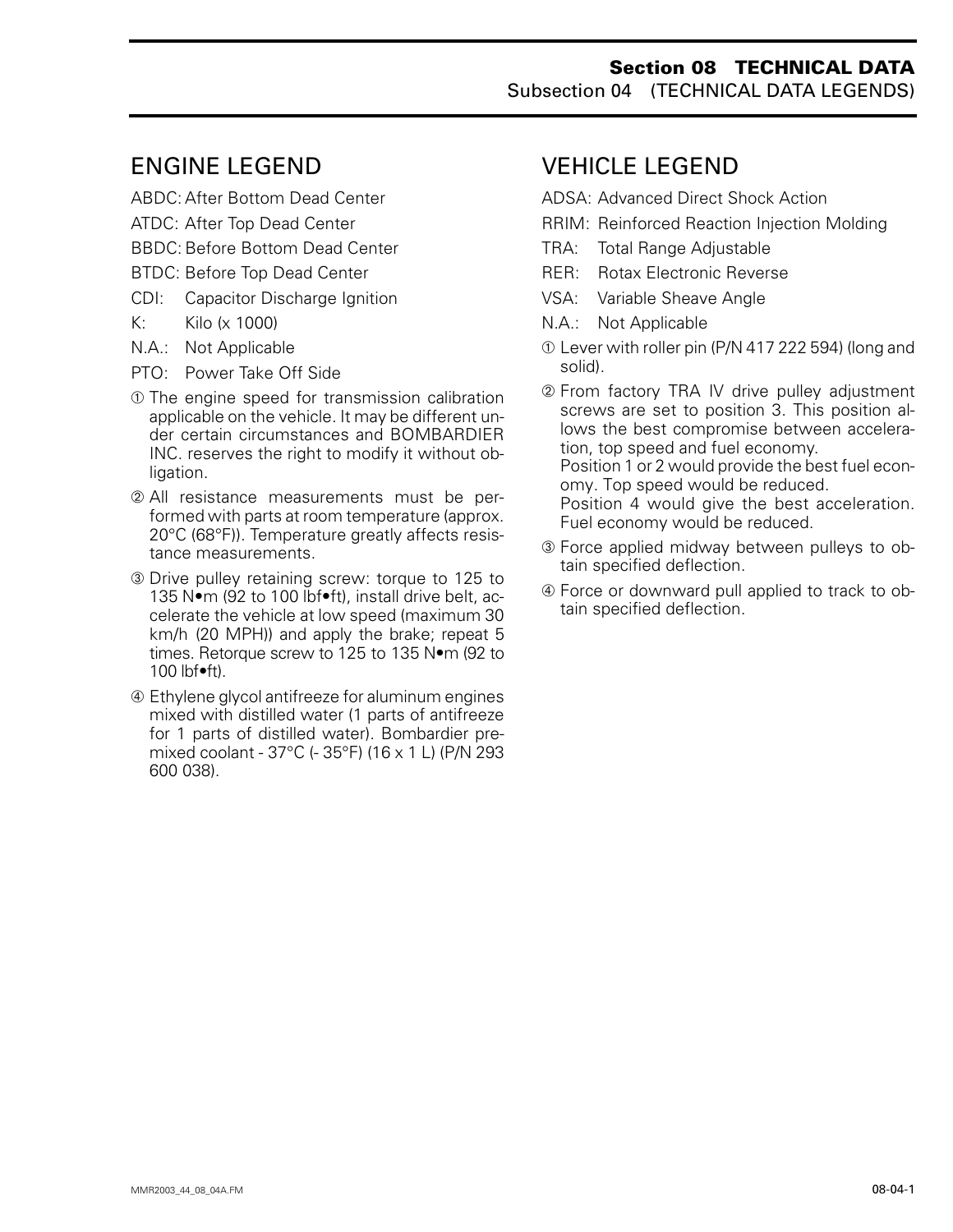## ENGINE LEGEND

ABDC: After Bottom Dead Center

ATDC: After Top Dead Center

BBDC: Before Bottom Dead Center

BTDC: Before Top Dead Center

CDI: Capacitor Discharge Ignition

K: Kilo (x 1000)

N.A.: Not Applicable

PTO: Power Take Off Side

① The engine speed for transmission calibration applicable on the vehicle. It may be different under certain circumstances and BOMBARDIER INC. reserves the right to modify it without obligation.

② All resistance measurements must be performed with parts at room temperature (approx. 20°C (68°F)). Temperature greatly affects resistance measurements.

③ Drive pulley retaining screw: torque to 125 to 135 N•m (92 to 100 lbf•ft), install drive belt, accelerate the vehicle at low speed (maximum 30 km/h (20 MPH)) and apply the brake; repeat 5 times. Retorque screw to 125 to 135 N•m (92 to 100 lbf•ft).

④ Ethylene glycol antifreeze for aluminum engines mixed with distilled water (1 parts of antifreeze for 1 parts of distilled water). Bombardier premixed coolant - 37°C (- 35°F) (16 x 1 L) (P/N 293 600 038).

## VEHICLE LEGEND

ADSA: Advanced Direct Shock Action

RRIM: Reinforced Reaction Injection Molding

TRA: Total Range Adjustable

RER: Rotax Electronic Reverse

VSA: Variable Sheave Angle

N.A.: Not Applicable

① Lever with roller pin (P/N 417 222 594) (long and solid).

② From factory TRA IV drive pulley adjustment screws are set to position 3. This position allows the best compromise between acceleration, top speed and fuel economy.
Position 1 or 2 would provide the best fuel economy. Top speed would be reduced.
Position 4 would give the best acceleration. Fuel economy would be reduced.

③ Force applied midway between pulleys to obtain specified deflection.

④ Force or downward pull applied to track to obtain specified deflection.